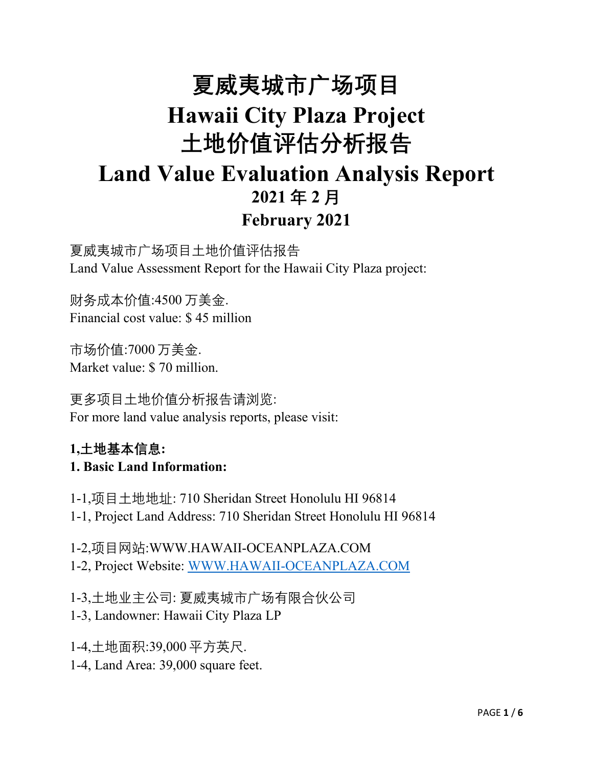# 夏威夷城市广场项目
# Hawaii City Plaza Project
# 土地价值评估分析报告
# Land Value Evaluation Analysis Report
## 2021 年 2 月
## February 2021

夏威夷城市广场项目土地价值评估报告
Land Value Assessment Report for the Hawaii City Plaza project:

财务成本价值:4500 万美金.
Financial cost value: $ 45 million

市场价值:7000 万美金.
Market value: $ 70 million.

更多项目土地价值分析报告请浏览:
For more land value analysis reports, please visit:

**1,土地基本信息:**
**1. Basic Land Information:**

1-1,项目土地地址: 710 Sheridan Street Honolulu HI 96814
1-1, Project Land Address: 710 Sheridan Street Honolulu HI 96814

1-2,项目网站:WWW.HAWAII-OCEANPLAZA.COM
1-2, Project Website: [WWW.HAWAII-OCEANPLAZA.COM](http://WWW.HAWAII-OCEANPLAZA.COM)

1-3,土地业主公司: 夏威夷城市广场有限合伙公司
1-3, Landowner: Hawaii City Plaza LP

1-4,土地面积:39,000 平方英尺.
1-4, Land Area: 39,000 square feet.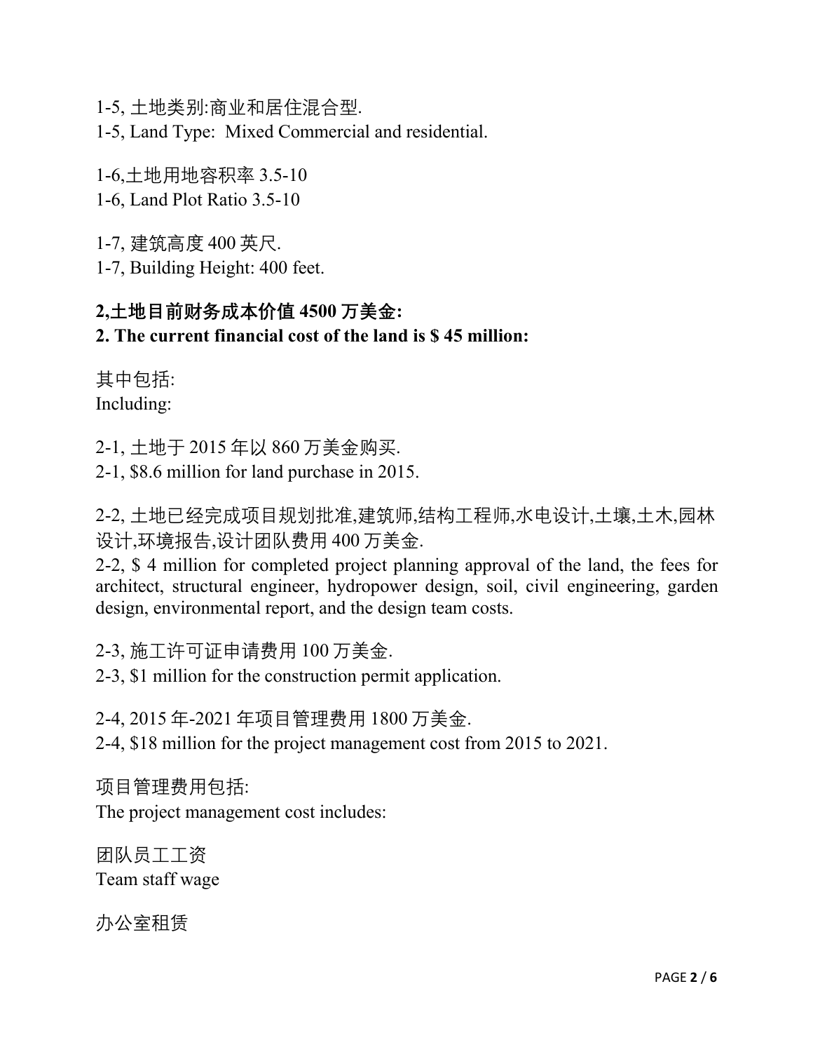1-5, 土地类别:商业和居住混合型.
1-5, Land Type:  Mixed Commercial and residential.

1-6,土地用地容积率 3.5-10
1-6, Land Plot Ratio 3.5-10

1-7, 建筑高度 400 英尺.
1-7, Building Height: 400 feet.

**2,土地目前财务成本价值 4500 万美金:**
**2. The current financial cost of the land is $ 45 million:**

其中包括:
Including:

2-1, 土地于 2015 年以 860 万美金购买.
2-1, $8.6 million for land purchase in 2015.

2-2, 土地已经完成项目规划批准,建筑师,结构工程师,水电设计,土壤,土木,园林设计,环境报告,设计团队费用 400 万美金.
2-2, $ 4 million for completed project planning approval of the land, the fees for architect, structural engineer, hydropower design, soil, civil engineering, garden design, environmental report, and the design team costs.

2-3, 施工许可证申请费用 100 万美金.
2-3, $1 million for the construction permit application.

2-4, 2015 年-2021 年项目管理费用 1800 万美金.
2-4, $18 million for the project management cost from 2015 to 2021.

项目管理费用包括:
The project management cost includes:

团队员工工资
Team staff wage

办公室租赁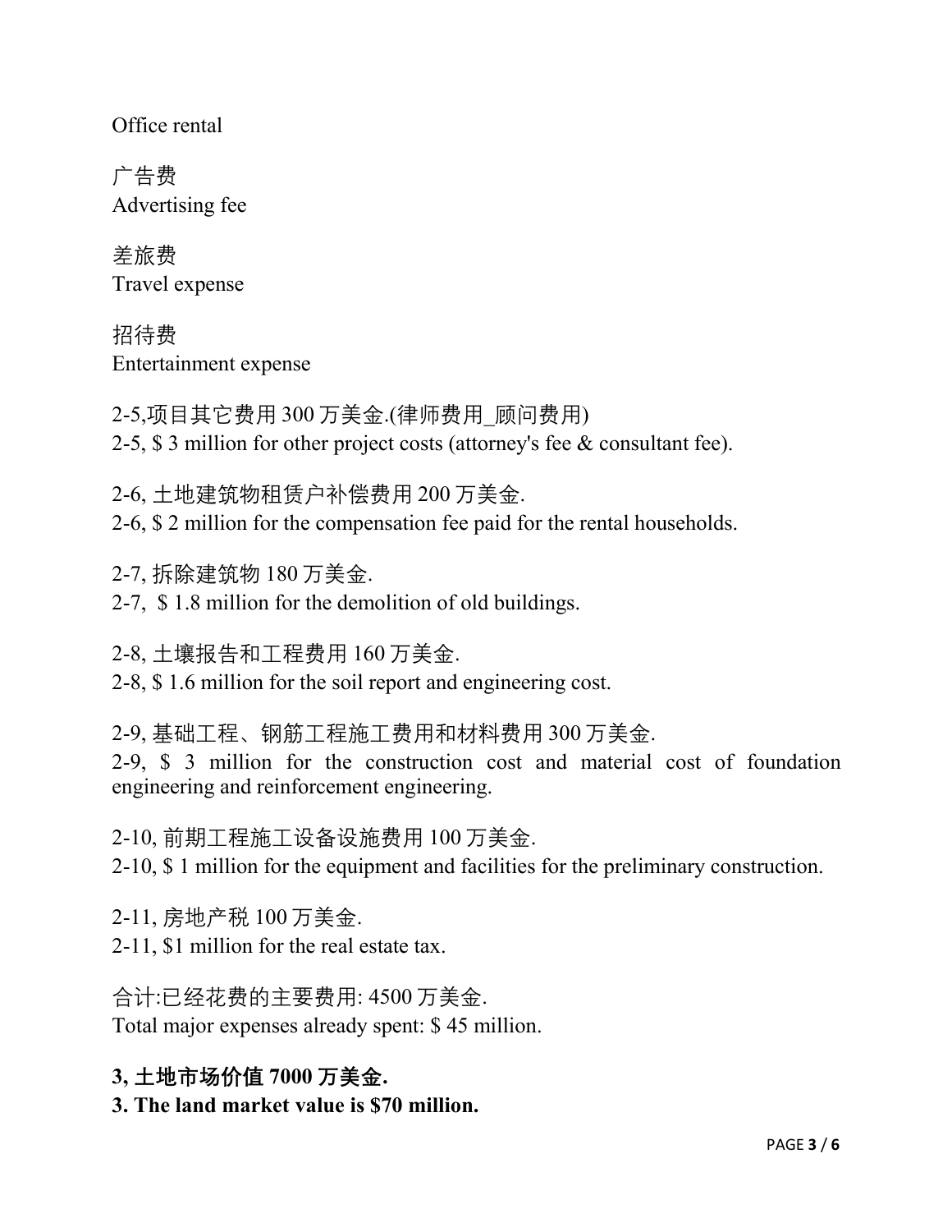Office rental

广告费
Advertising fee

差旅费
Travel expense

招待费
Entertainment expense

2-5,项目其它费用 300 万美金.(律师费用_顾问费用)
2-5, $ 3 million for other project costs (attorney's fee & consultant fee).

2-6, 土地建筑物租赁户补偿费用 200 万美金.
2-6, $ 2 million for the compensation fee paid for the rental households.

2-7, 拆除建筑物 180 万美金.
2-7, $ 1.8 million for the demolition of old buildings.

2-8, 土壤报告和工程费用 160 万美金.
2-8, $ 1.6 million for the soil report and engineering cost.

2-9, 基础工程、钢筋工程施工费用和材料费用 300 万美金.
2-9, $ 3 million for the construction cost and material cost of foundation engineering and reinforcement engineering.

2-10, 前期工程施工设备设施费用 100 万美金.
2-10, $ 1 million for the equipment and facilities for the preliminary construction.

2-11, 房地产税 100 万美金.
2-11, $1 million for the real estate tax.

合计:已经花费的主要费用: 4500 万美金.
Total major expenses already spent: $ 45 million.

**3, 土地市场价值 7000 万美金.**
**3. The land market value is $70 million.**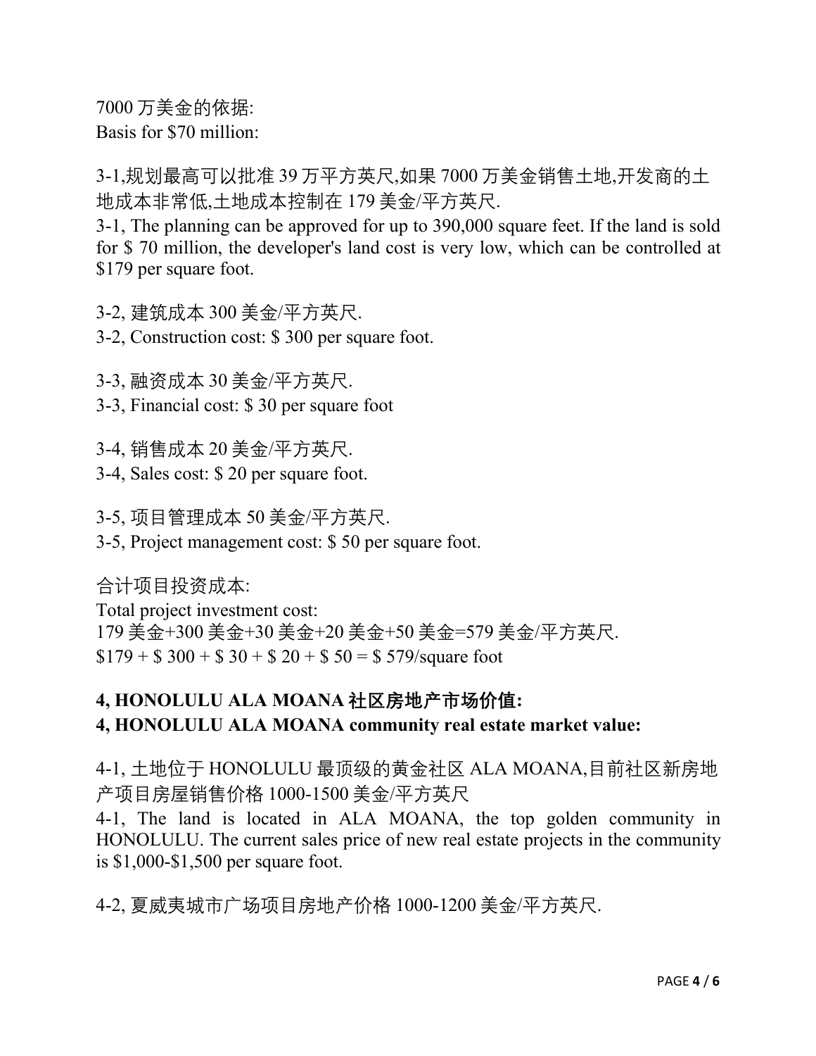7000 万美金的依据:
Basis for $70 million:

3-1,规划最高可以批准 39 万平方英尺,如果 7000 万美金销售土地,开发商的土地成本非常低,土地成本控制在 179 美金/平方英尺.
3-1, The planning can be approved for up to 390,000 square feet. If the land is sold for $ 70 million, the developer's land cost is very low, which can be controlled at $179 per square foot.

3-2, 建筑成本 300 美金/平方英尺.
3-2, Construction cost: $ 300 per square foot.

3-3, 融资成本 30 美金/平方英尺.
3-3, Financial cost: $ 30 per square foot

3-4, 销售成本 20 美金/平方英尺.
3-4, Sales cost: $ 20 per square foot.

3-5, 项目管理成本 50 美金/平方英尺.
3-5, Project management cost: $ 50 per square foot.

合计项目投资成本:
Total project investment cost:
179 美金+300 美金+30 美金+20 美金+50 美金=579 美金/平方英尺.
$179 + $ 300 + $ 30 + $ 20 + $ 50 = $ 579/square foot

**4, HONOLULU ALA MOANA 社区房地产市场价值:**
**4, HONOLULU ALA MOANA community real estate market value:**

4-1, 土地位于 HONOLULU 最顶级的黄金社区 ALA MOANA,目前社区新房地产项目房屋销售价格 1000-1500 美金/平方英尺
4-1, The land is located in ALA MOANA, the top golden community in HONOLULU. The current sales price of new real estate projects in the community is $1,000-$1,500 per square foot.

4-2, 夏威夷城市广场项目房地产价格 1000-1200 美金/平方英尺.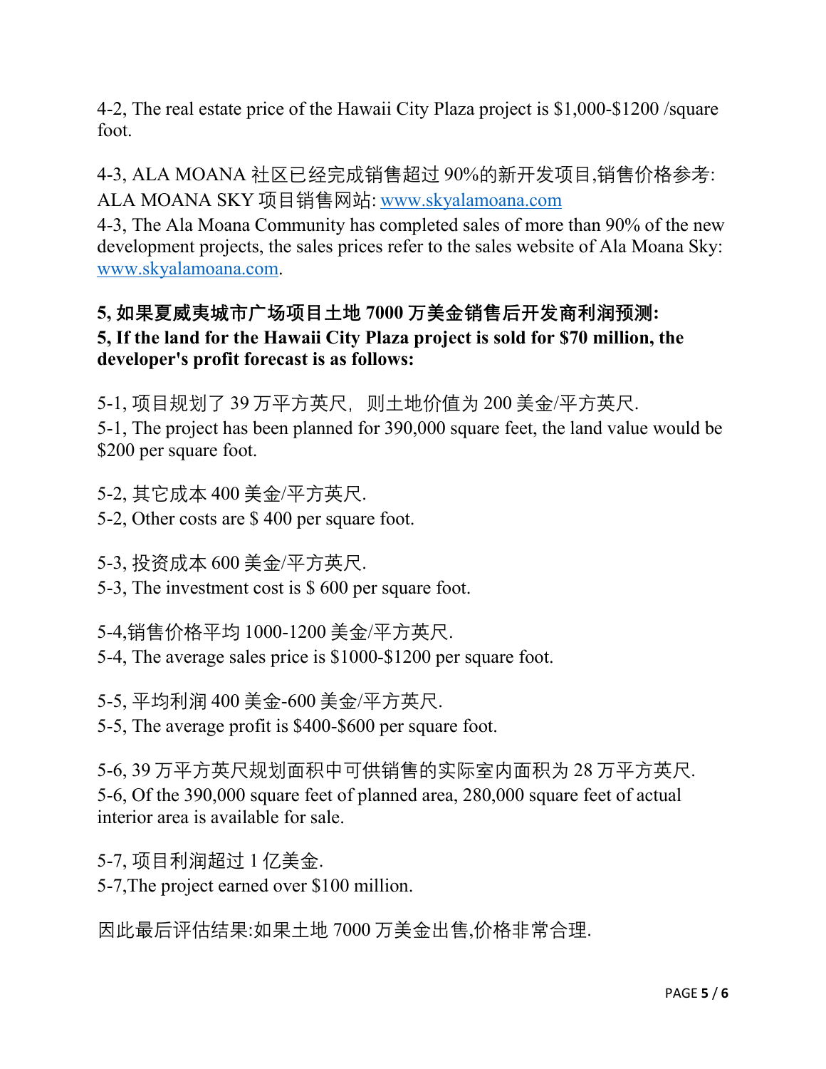4-2, The real estate price of the Hawaii City Plaza project is $1,000-$1200 /square foot.

4-3, ALA MOANA 社区已经完成销售超过 90%的新开发项目,销售价格参考: ALA MOANA SKY 项目销售网站: [www.skyalamoana.com](http://www.skyalamoana.com)
4-3, The Ala Moana Community has completed sales of more than 90% of the new development projects, the sales prices refer to the sales website of Ala Moana Sky: [www.skyalamoana.com](http://www.skyalamoana.com).

**5, 如果夏威夷城市广场项目土地 7000 万美金销售后开发商利润预测:**
**5, If the land for the Hawaii City Plaza project is sold for $70 million, the developer's profit forecast is as follows:**

5-1, 项目规划了 39 万平方英尺，则土地价值为 200 美金/平方英尺.
5-1, The project has been planned for 390,000 square feet, the land value would be $200 per square foot.

5-2, 其它成本 400 美金/平方英尺.
5-2, Other costs are $ 400 per square foot.

5-3, 投资成本 600 美金/平方英尺.
5-3, The investment cost is $ 600 per square foot.

5-4,销售价格平均 1000-1200 美金/平方英尺.
5-4, The average sales price is $1000-$1200 per square foot.

5-5, 平均利润 400 美金-600 美金/平方英尺.
5-5, The average profit is $400-$600 per square foot.

5-6, 39 万平方英尺规划面积中可供销售的实际室内面积为 28 万平方英尺.
5-6, Of the 390,000 square feet of planned area, 280,000 square feet of actual interior area is available for sale.

5-7, 项目利润超过 1 亿美金.
5-7,The project earned over $100 million.

因此最后评估结果:如果土地 7000 万美金出售,价格非常合理.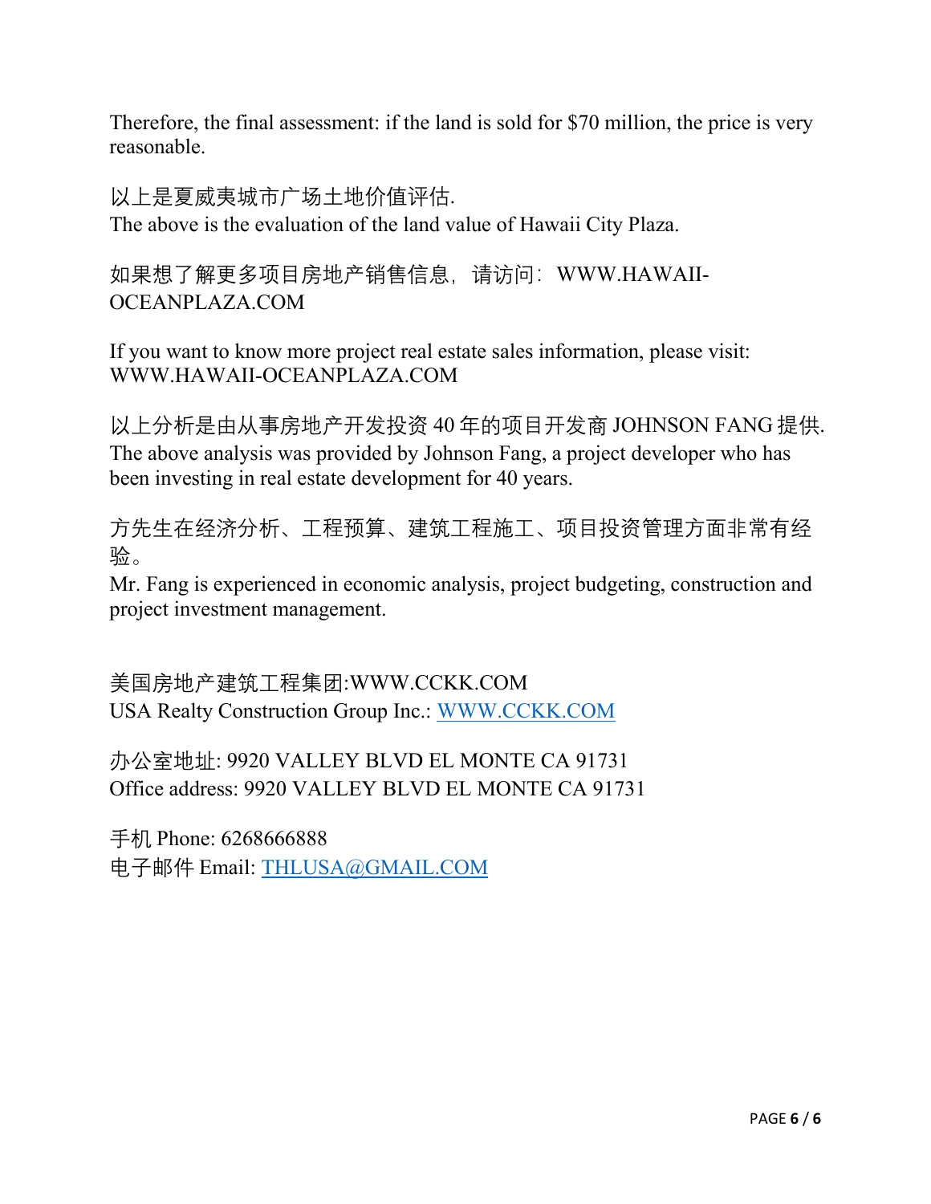Therefore, the final assessment: if the land is sold for $70 million, the price is very reasonable.

以上是夏威夷城市广场土地价值评估.
The above is the evaluation of the land value of Hawaii City Plaza.

如果想了解更多项目房地产销售信息，请访问：WWW.HAWAII-OCEANPLAZA.COM

If you want to know more project real estate sales information, please visit: WWW.HAWAII-OCEANPLAZA.COM

以上分析是由从事房地产开发投资 40 年的项目开发商 JOHNSON FANG 提供.
The above analysis was provided by Johnson Fang, a project developer who has been investing in real estate development for 40 years.

方先生在经济分析、工程预算、建筑工程施工、项目投资管理方面非常有经验。
Mr. Fang is experienced in economic analysis, project budgeting, construction and project investment management.

美国房地产建筑工程集团:WWW.CCKK.COM
USA Realty Construction Group Inc.: WWW.CCKK.COM

办公室地址: 9920 VALLEY BLVD EL MONTE CA 91731
Office address: 9920 VALLEY BLVD EL MONTE CA 91731

手机 Phone: 6268666888
电子邮件 Email: THLUSA@GMAIL.COM